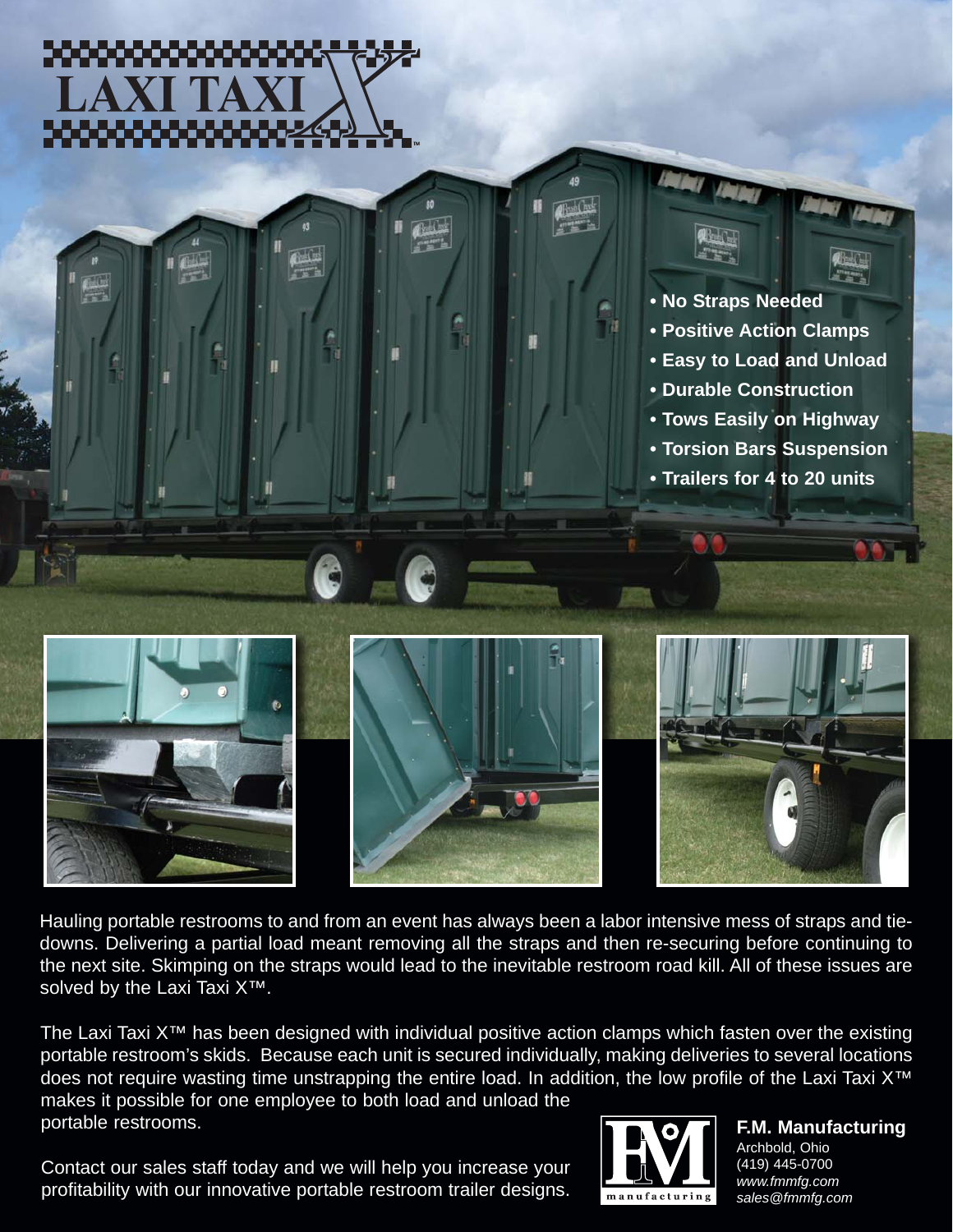# LAXI TAXI X™

- No Straps Needed
- Positive Action Clamps
- Easy to Load and Unload
- Durable Construction
- Tows Easily on Highway
- Torsion Bars Suspension
- Trailers for 4 to 20 units

Hauling portable restrooms to and from an event has always been a labor intensive mess of straps and tie-downs. Delivering a partial load meant removing all the straps and then re-securing before continuing to the next site. Skimping on the straps would lead to the inevitable restroom road kill. All of these issues are solved by the Laxi Taxi X™.

The Laxi Taxi X™ has been designed with individual positive action clamps which fasten over the existing portable restroom's skids. Because each unit is secured individually, making deliveries to several locations does not require wasting time unstrapping the entire load. In addition, the low profile of the Laxi Taxi X™ makes it possible for one employee to both load and unload the portable restrooms.

Contact our sales staff today and we will help you increase your profitability with our innovative portable restroom trailer designs.

**F.M. Manufacturing**
Archbold, Ohio
(419) 445-0700
*www.fmmfg.com*
*sales@fmmfg.com*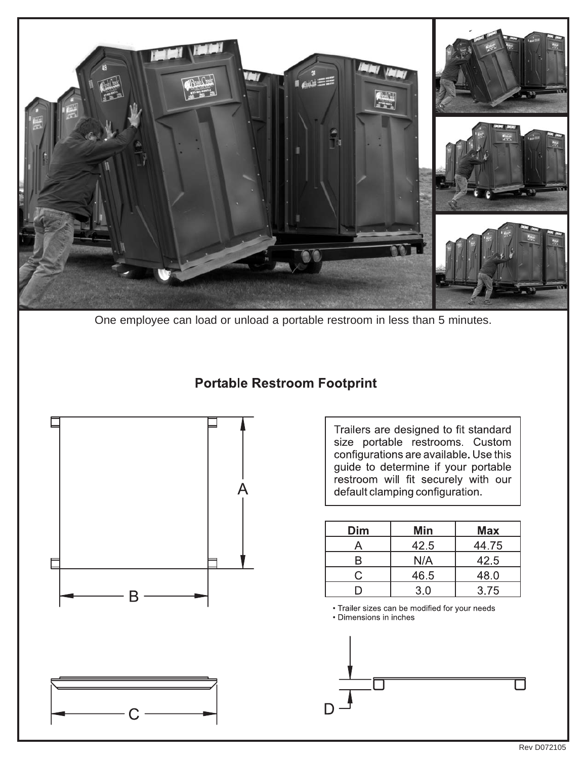One employee can load or unload a portable restroom in less than 5 minutes.

## Portable Restroom Footprint

A

B

Trailers are designed to fit standard size portable restrooms. Custom configurations are available. Use this guide to determine if your portable restroom will fit securely with our default clamping configuration.

| Dim | Min | Max |
|---|---|---|
| A | 42.5 | 44.75 |
| B | N/A | 42.5 |
| C | 46.5 | 48.0 |
| D | 3.0 | 3.75 |

- Trailer sizes can be modified for your needs
- Dimensions in inches

C

D

Rev D072105